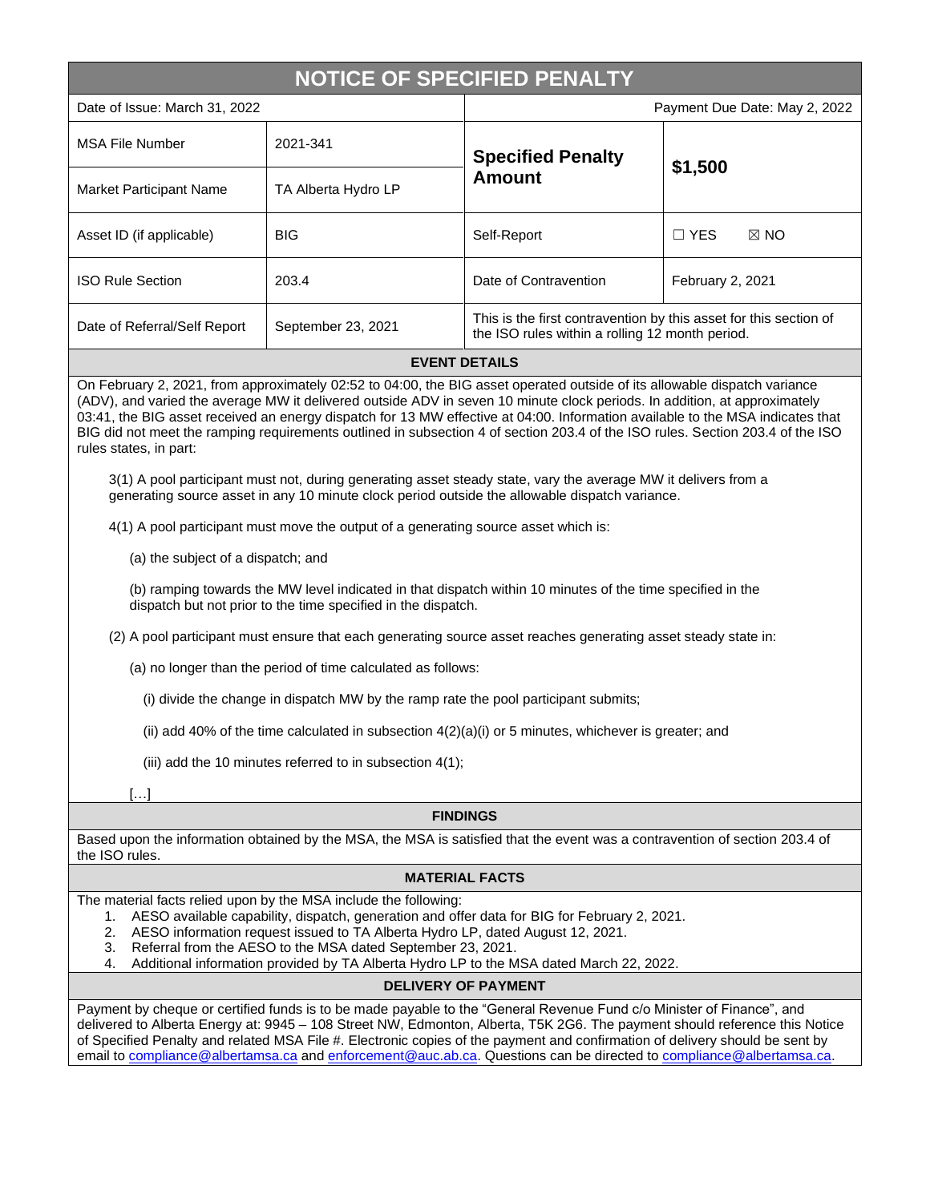# NOTICE OF SPECIFIED PENALTY

| Date of Issue: March 31, 2022 | | Payment Due Date: May 2, 2022 | |
|---|---|---|---|
| MSA File Number | 2021-341 | **Specified Penalty Amount** | **$1,500** |
| Market Participant Name | TA Alberta Hydro LP | | |
| Asset ID (if applicable) | BIG | Self-Report | ☐ YES ☒ NO |
| ISO Rule Section | 203.4 | Date of Contravention | February 2, 2021 |
| Date of Referral/Self Report | September 23, 2021 | This is the first contravention by this asset for this section of the ISO rules within a rolling 12 month period. | |

## EVENT DETAILS

On February 2, 2021, from approximately 02:52 to 04:00, the BIG asset operated outside of its allowable dispatch variance (ADV), and varied the average MW it delivered outside ADV in seven 10 minute clock periods. In addition, at approximately 03:41, the BIG asset received an energy dispatch for 13 MW effective at 04:00. Information available to the MSA indicates that BIG did not meet the ramping requirements outlined in subsection 4 of section 203.4 of the ISO rules. Section 203.4 of the ISO rules states, in part:

> 3(1) A pool participant must not, during generating asset steady state, vary the average MW it delivers from a generating source asset in any 10 minute clock period outside the allowable dispatch variance.
>
> 4(1) A pool participant must move the output of a generating source asset which is:
>
> (a) the subject of a dispatch; and
>
> (b) ramping towards the MW level indicated in that dispatch within 10 minutes of the time specified in the dispatch but not prior to the time specified in the dispatch.
>
> (2) A pool participant must ensure that each generating source asset reaches generating asset steady state in:
>
> (a) no longer than the period of time calculated as follows:
>
> (i) divide the change in dispatch MW by the ramp rate the pool participant submits;
>
> (ii) add 40% of the time calculated in subsection 4(2)(a)(i) or 5 minutes, whichever is greater; and
>
> (iii) add the 10 minutes referred to in subsection 4(1);
>
> […]

## FINDINGS

Based upon the information obtained by the MSA, the MSA is satisfied that the event was a contravention of section 203.4 of the ISO rules.

## MATERIAL FACTS

The material facts relied upon by the MSA include the following:

1. AESO available capability, dispatch, generation and offer data for BIG for February 2, 2021.
2. AESO information request issued to TA Alberta Hydro LP, dated August 12, 2021.
3. Referral from the AESO to the MSA dated September 23, 2021.
4. Additional information provided by TA Alberta Hydro LP to the MSA dated March 22, 2022.

## DELIVERY OF PAYMENT

Payment by cheque or certified funds is to be made payable to the "General Revenue Fund c/o Minister of Finance", and delivered to Alberta Energy at: 9945 – 108 Street NW, Edmonton, Alberta, T5K 2G6. The payment should reference this Notice of Specified Penalty and related MSA File #. Electronic copies of the payment and confirmation of delivery should be sent by email to compliance@albertamsa.ca and enforcement@auc.ab.ca. Questions can be directed to compliance@albertamsa.ca.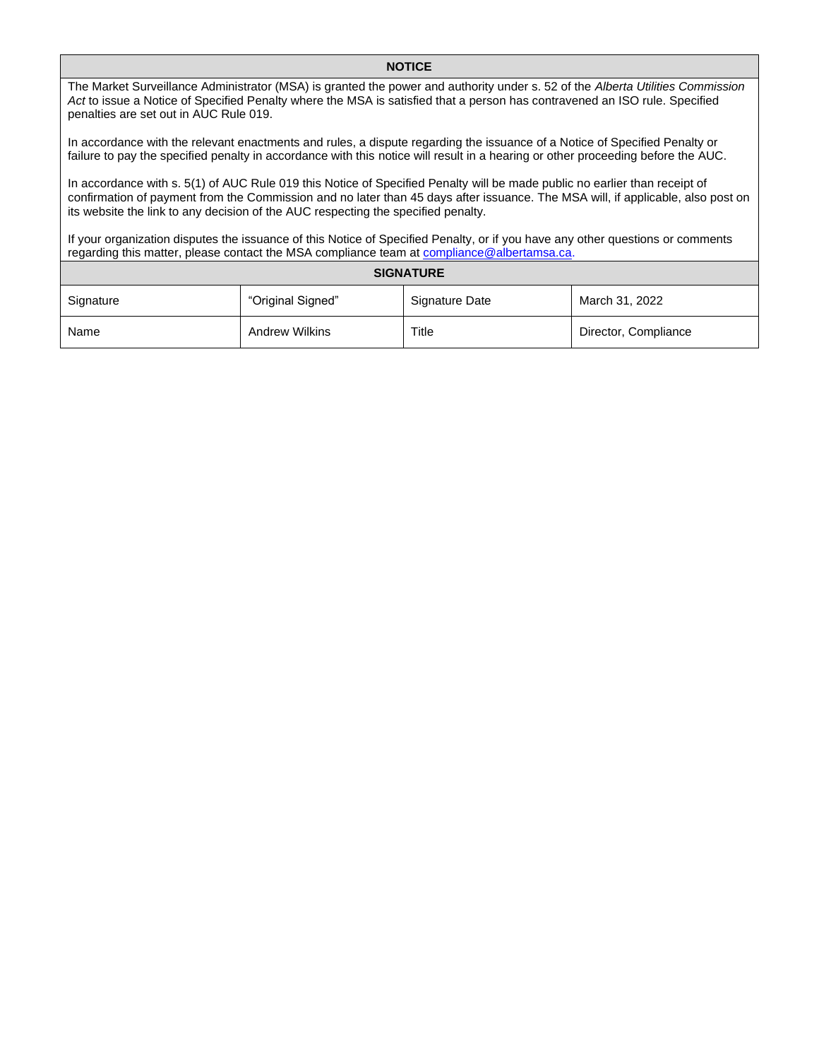## NOTICE

The Market Surveillance Administrator (MSA) is granted the power and authority under s. 52 of the *Alberta Utilities Commission Act* to issue a Notice of Specified Penalty where the MSA is satisfied that a person has contravened an ISO rule. Specified penalties are set out in AUC Rule 019.

In accordance with the relevant enactments and rules, a dispute regarding the issuance of a Notice of Specified Penalty or failure to pay the specified penalty in accordance with this notice will result in a hearing or other proceeding before the AUC.

In accordance with s. 5(1) of AUC Rule 019 this Notice of Specified Penalty will be made public no earlier than receipt of confirmation of payment from the Commission and no later than 45 days after issuance. The MSA will, if applicable, also post on its website the link to any decision of the AUC respecting the specified penalty.

If your organization disputes the issuance of this Notice of Specified Penalty, or if you have any other questions or comments regarding this matter, please contact the MSA compliance team at compliance@albertamsa.ca.

## SIGNATURE

| | | | |
|---|---|---|---|
| Signature | "Original Signed" | Signature Date | March 31, 2022 |
| Name | Andrew Wilkins | Title | Director, Compliance |